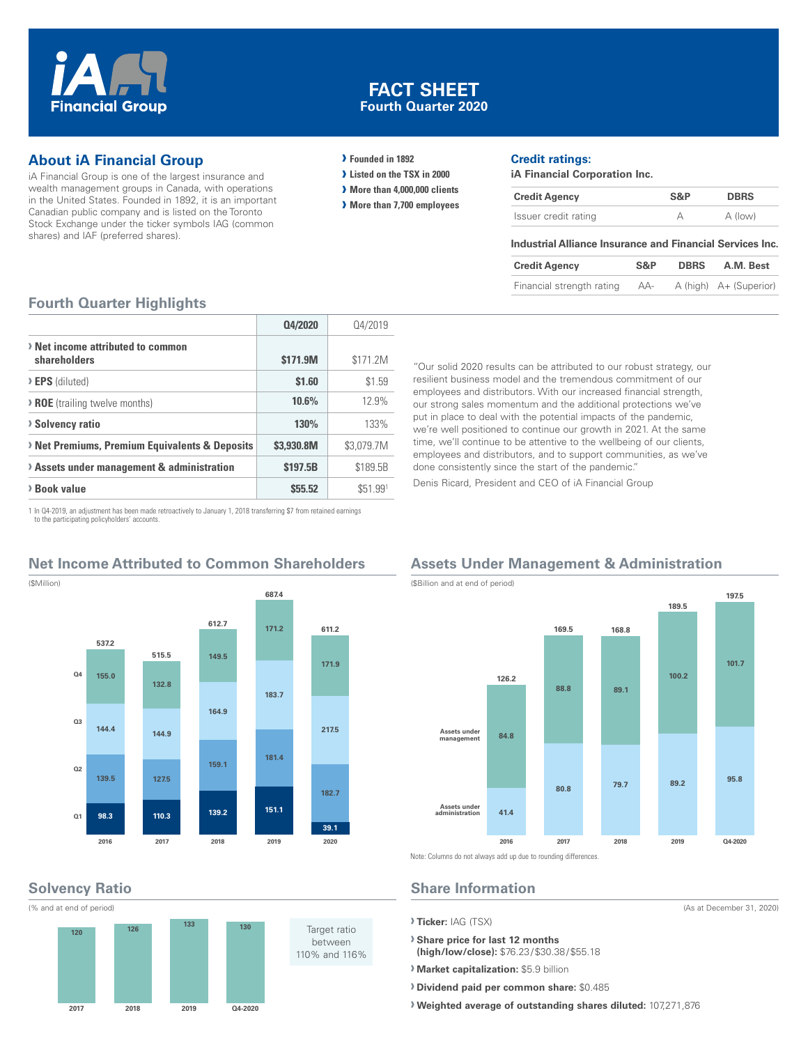# iA Financial Group

# FACT SHEET
## Fourth Quarter 2020

## About iA Financial Group

iA Financial Group is one of the largest insurance and wealth management groups in Canada, with operations in the United States. Founded in 1892, it is an important Canadian public company and is listed on the Toronto Stock Exchange under the ticker symbols IAG (common shares) and IAF (preferred shares).

- **Founded in 1892**
- **Listed on the TSX in 2000**
- **More than 4,000,000 clients**
- **More than 7,700 employees**

## Credit ratings:

**iA Financial Corporation Inc.**

| Credit Agency | S&P | DBRS |
|---|---|---|
| Issuer credit rating | A | A (low) |

**Industrial Alliance Insurance and Financial Services Inc.**

| Credit Agency | S&P | DBRS | A.M. Best |
|---|---|---|---|
| Financial strength rating | AA- | A (high) | A+ (Superior) |

## Fourth Quarter Highlights

| | Q4/2020 | Q4/2019 |
|---|---|---|
| **Net income attributed to common shareholders** | **$171.9M** | $171.2M |
| **EPS** (diluted) | **$1.60** | $1.59 |
| **ROE** (trailing twelve months) | **10.6%** | 12.9% |
| **Solvency ratio** | **130%** | 133% |
| **Net Premiums, Premium Equivalents & Deposits** | **$3,930.8M** | $3,079.7M |
| **Assets under management & administration** | **$197.5B** | $189.5B |
| **Book value** | **$55.52** | $51.99[1] |

1 In Q4-2019, an adjustment has been made retroactively to January 1, 2018 transferring $7 from retained earnings to the participating policyholders' accounts.

"Our solid 2020 results can be attributed to our robust strategy, our resilient business model and the tremendous commitment of our employees and distributors. With our increased financial strength, our strong sales momentum and the additional protections we've put in place to deal with the potential impacts of the pandemic, we're well positioned to continue our growth in 2021. At the same time, we'll continue to be attentive to the wellbeing of our clients, employees and distributors, and to support communities, as we've done consistently since the start of the pandemic."

Denis Ricard, President and CEO of iA Financial Group

## Net Income Attributed to Common Shareholders

($Million)

| | 2016 | 2017 | 2018 | 2019 | 2020 |
|---|---|---|---|---|---|
| Q1 | 98.3 | 110.3 | 139.2 | 151.1 | 39.1 |
| Q2 | 139.5 | 127.5 | 159.1 | 181.4 | 182.7 |
| Q3 | 144.4 | 144.9 | 164.9 | 183.7 | 217.5 |
| Q4 | 155.0 | 132.8 | 149.5 | 171.2 | 171.9 |
| Total | 537.2 | 515.5 | 612.7 | 687.4 | 611.2 |

## Assets Under Management & Administration

($Billion and at end of period)

| | 2016 | 2017 | 2018 | 2019 | Q4-2020 |
|---|---|---|---|---|---|
| Assets under administration | 41.4 | 80.8 | 79.7 | 89.2 | 95.8 |
| Assets under management | 84.8 | 88.8 | 89.1 | 100.2 | 101.7 |
| Total | 126.2 | 169.5 | 168.8 | 189.5 | 197.5 |

Note: Columns do not always add up due to rounding differences.

## Solvency Ratio

(% and at end of period)

| 2017 | 2018 | 2019 | Q4-2020 |
|---|---|---|---|
| 120 | 126 | 133 | 130 |

Target ratio between 110% and 116%

## Share Information

(As at December 31, 2020)

- **Ticker:** IAG (TSX)
- **Share price for last 12 months (high/low/close):** $76.23/$30.38/$55.18
- **Market capitalization:** $5.9 billion
- **Dividend paid per common share:** $0.485
- **Weighted average of outstanding shares diluted:** 107,271,876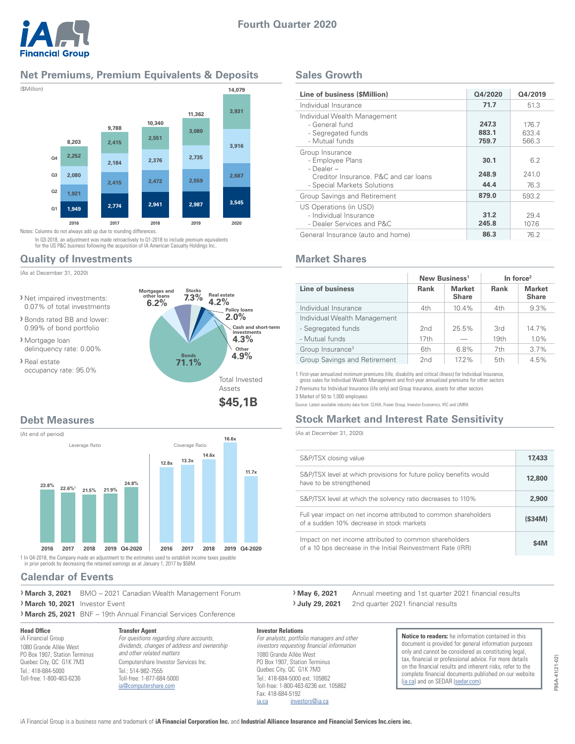**iA Financial Group**

Fourth Quarter 2020

## Net Premiums, Premium Equivalents & Deposits

($Million)

2016: 8,203 — Q1 1,949; Q2 1,921; Q3 2,080; Q4 2,252
2017: 9,788 — Q1 2,774; Q2 2,415; Q3 2,184; Q4 2,415
2018: 10,340 — Q1 2,941; Q2 2,472; Q3 2,376; Q4 2,551
2019: 11,362 — Q1 2,987; Q2 2,559; Q3 2,735; Q4 3,080
2020: 14,079 — Q1 3,545; Q2 2,687; Q3 3,916; Q4 3,931

Notes: Columns do not always add up due to rounding differences.
In Q3-2018, an adjustment was made retroactively to Q1-2018 to include premium equivalents for the US P&C business following the acquisition of IA American Casualty Holdings Inc..

## Sales Growth

| Line of business ($Million) | Q4/2020 | Q4/2019 |
|---|---|---|
| Individual Insurance | **71.7** | 51.3 |
| Individual Wealth Management | | |
| - General fund | **247.3** | 176.7 |
| - Segregated funds | **883.1** | 633.4 |
| - Mutual funds | **759.7** | 566.3 |
| Group Insurance | | |
| - Employee Plans | **30.1** | 6.2 |
| - Dealer – Creditor Insurance. P&C and car loans | **248.9** | 241.0 |
| - Special Markets Solutions | **44.4** | 76.3 |
| Group Savings and Retirement | **879.0** | 593.2 |
| US Operations (in USD) | | |
| - Individual Insurance | **31.2** | 29.4 |
| - Dealer Services and P&C | **245.8** | 107.6 |
| General Insurance (auto and home) | **86.3** | 76.2 |

## Quality of Investments

(As at December 31, 2020)

- Net impaired investments: 0.07% of total investments
- Bonds rated BB and lower: 0.99% of bond portfolio
- Mortgage loan delinquency rate: 0.00%
- Real estate occupancy rate: 95.0%

Mortgages and other loans 6.2%
Stocks 7.3%
Real estate 4.2%
Policy loans 2.0%
Cash and short-term investments 4.3%
Other 4.9%
Bonds 71.1%

Total Invested Assets
**$45,1B**

## Market Shares

| | New Business[1] | | In force[2] | |
|---|---|---|---|---|
| Line of business | Rank | Market Share | Rank | Market Share |
| Individual Insurance | 4th | 10.4% | 4th | 9.3% |
| Individual Wealth Management | | | | |
| - Segregated funds | 2nd | 25.5% | 3rd | 14.7% |
| - Mutual funds | 17th | — | 19th | 1.0% |
| Group Insurance[3] | 6th | 6.8% | 7th | 3.7% |
| Group Savings and Retirement | 2nd | 17.2% | 5th | 4.5% |

1 First-year annualized minimum premiums (life, disability and critical illness) for Individual Insurance, gross sales for Individual Wealth Management and first-year annualized premiums for other sectors
2 Premiums for Individual Insurance (life only) and Group Insurance, assets for other sectors
3 Market of 50 to 1,000 employees
Source: Latest available industry data from: CLHIA, Fraser Group, Investor Economics, IFIC and LIMRA

## Debt Measures

(At end of period)

Leverage Ratio
2016: 23.8%
2017: 22.6%[1]
2018: 21.5%
2019: 21.9%
Q4-2020: 24.8%

Coverage Ratio
2016: 12.8x
2017: 13.3x
2018: 14.6x
2019: 16.6x
Q4-2020: 11.7x

1 In Q4-2018, the Company made an adjustment to the estimates used to establish income taxes payable in prior periods by decreasing the retained earnings as at January 1, 2017 by $58M.

## Stock Market and Interest Rate Sensitivity

(As at December 31, 2020)

| | |
|---|---|
| S&P/TSX closing value | **17,433** |
| S&P/TSX level at which provisions for future policy benefits would have to be strengthened | **12,800** |
| S&P/TSX level at which the solvency ratio decreases to 110% | **2,900** |
| Full year impact on net income attributed to common shareholders of a sudden 10% decrease in stock markets | **($34M)** |
| Impact on net income attributed to common shareholders of a 10 bps decrease in the Initial Reinvestment Rate (IRR) | **$4M** |

## Calendar of Events

- **March 3, 2021** BMO – 2021 Canadian Wealth Management Forum
- **March 10, 2021** Investor Event
- **March 25, 2021** BNF – 19th Annual Financial Services Conference
- **May 6, 2021** Annual meeting and 1st quarter 2021 financial results
- **July 29, 2021** 2nd quarter 2021 financial results

**Head Office**
iA Financial Group
1080 Grande Allée West
PO Box 1907, Station Terminus
Quebec City, QC G1K 7M3
Tel.: 418-684-5000
Toll-free: 1-800-463-6236

**Transfer Agent**
*For questions regarding share accounts, dividends, changes of address and ownership and other related matters*
Computershare Investor Services Inc.
Tel.: 514-982-7555
Toll-free: 1-877-684-5000
ia@computershare.com

**Investor Relations**
*For analysts, portfolio managers and other investors requesting financial information*
1080 Grande Allée West
PO Box 1907, Station Terminus
Quebec City, QC G1K 7M3
Tel.: 418-684-5000 ext. 105862
Toll-free: 1-800-463-6236 ext. 105862
Fax: 418-684-5192
ia.ca investors@ia.ca

**Notice to readers:** he information contained in this document is provided for general information purposes only and cannot be considered as constituting legal, tax, financial or professional advice. For more details on the financial results and inherent risks, refer to the complete financial documents published on our website (ia.ca) and on SEDAR (sedar.com).

F95A-41(21-02)

iA Financial Group is a business name and trademark of **iA Financial Corporation Inc.** and **Industrial Alliance Insurance and Financial Services Inc.ciers inc.**